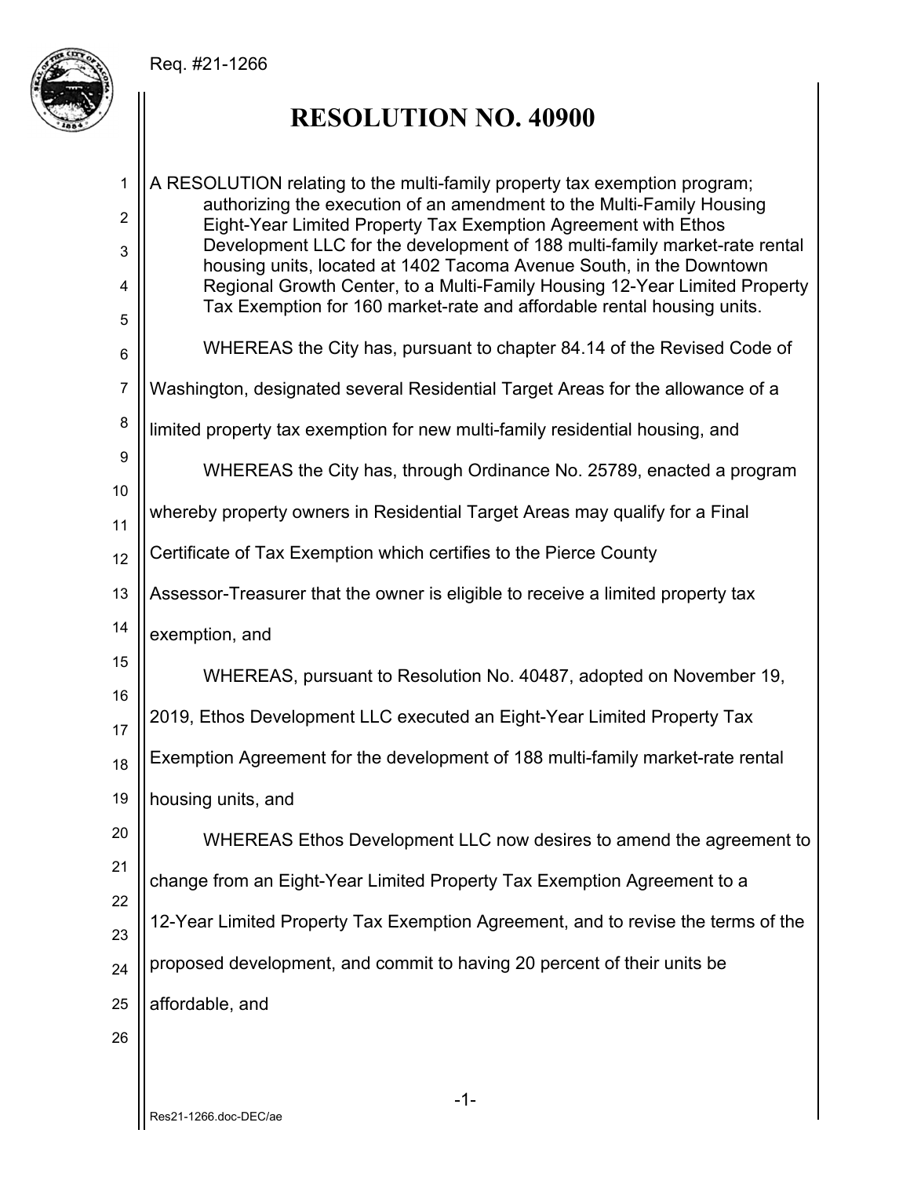Req. #21-1266

# RESOLUTION NO. 40900

A RESOLUTION relating to the multi-family property tax exemption program; authorizing the execution of an amendment to the Multi-Family Housing Eight-Year Limited Property Tax Exemption Agreement with Ethos Development LLC for the development of 188 multi-family market-rate rental housing units, located at 1402 Tacoma Avenue South, in the Downtown Regional Growth Center, to a Multi-Family Housing 12-Year Limited Property Tax Exemption for 160 market-rate and affordable rental housing units.

WHEREAS the City has, pursuant to chapter 84.14 of the Revised Code of Washington, designated several Residential Target Areas for the allowance of a limited property tax exemption for new multi-family residential housing, and

WHEREAS the City has, through Ordinance No. 25789, enacted a program whereby property owners in Residential Target Areas may qualify for a Final Certificate of Tax Exemption which certifies to the Pierce County Assessor-Treasurer that the owner is eligible to receive a limited property tax exemption, and

WHEREAS, pursuant to Resolution No. 40487, adopted on November 19, 2019, Ethos Development LLC executed an Eight-Year Limited Property Tax Exemption Agreement for the development of 188 multi-family market-rate rental housing units, and

WHEREAS Ethos Development LLC now desires to amend the agreement to change from an Eight-Year Limited Property Tax Exemption Agreement to a 12-Year Limited Property Tax Exemption Agreement, and to revise the terms of the proposed development, and commit to having 20 percent of their units be affordable, and

Res21-1266.doc-DEC/ae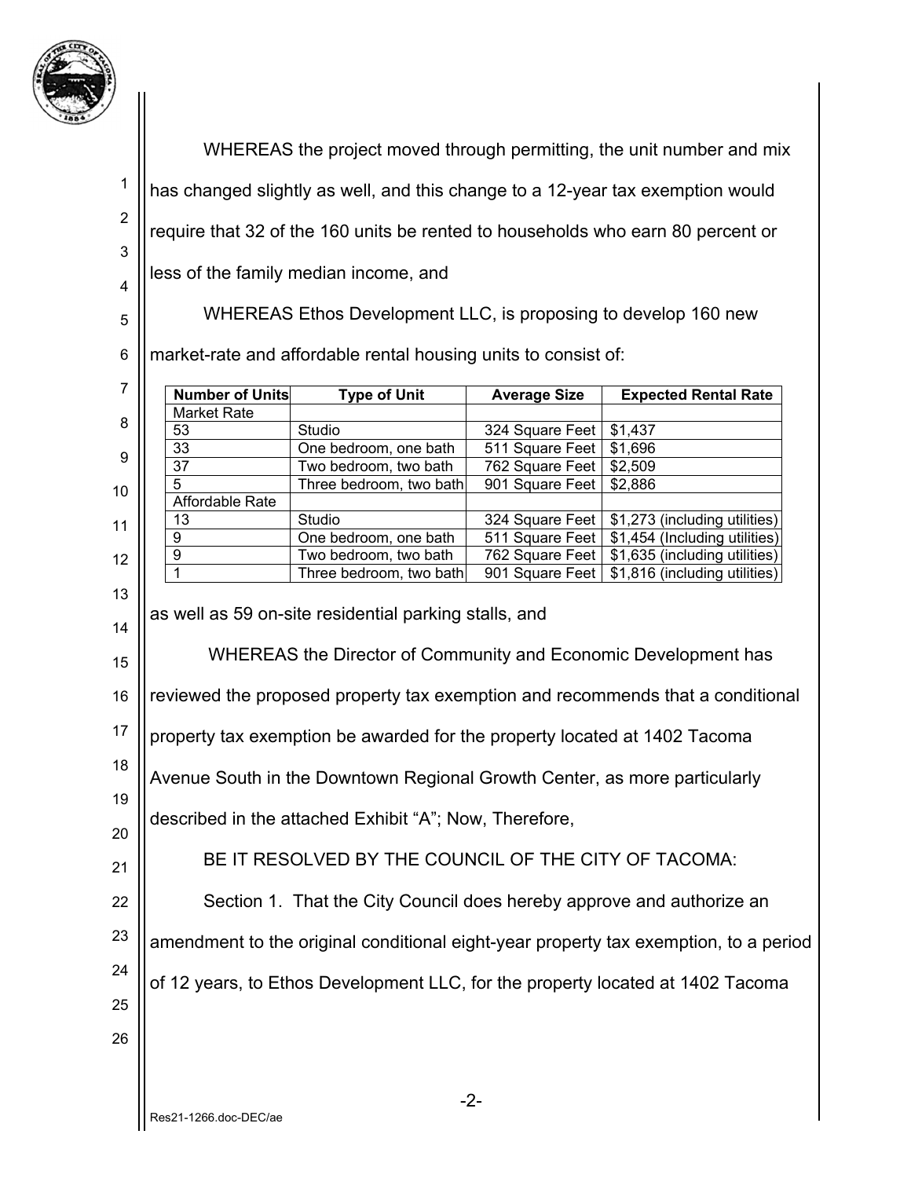WHEREAS the project moved through permitting, the unit number and mix has changed slightly as well, and this change to a 12-year tax exemption would require that 32 of the 160 units be rented to households who earn 80 percent or less of the family median income, and

WHEREAS Ethos Development LLC, is proposing to develop 160 new market-rate and affordable rental housing units to consist of:

| Number of Units | Type of Unit | Average Size | Expected Rental Rate |
|---|---|---|---|
| Market Rate | | | |
| 53 | Studio | 324 Square Feet | $1,437 |
| 33 | One bedroom, one bath | 511 Square Feet | $1,696 |
| 37 | Two bedroom, two bath | 762 Square Feet | $2,509 |
| 5 | Three bedroom, two bath | 901 Square Feet | $2,886 |
| Affordable Rate | | | |
| 13 | Studio | 324 Square Feet | $1,273 (including utilities) |
| 9 | One bedroom, one bath | 511 Square Feet | $1,454 (Including utilities) |
| 9 | Two bedroom, two bath | 762 Square Feet | $1,635 (including utilities) |
| 1 | Three bedroom, two bath | 901 Square Feet | $1,816 (including utilities) |

as well as 59 on-site residential parking stalls, and

WHEREAS the Director of Community and Economic Development has reviewed the proposed property tax exemption and recommends that a conditional property tax exemption be awarded for the property located at 1402 Tacoma Avenue South in the Downtown Regional Growth Center, as more particularly described in the attached Exhibit "A"; Now, Therefore,

BE IT RESOLVED BY THE COUNCIL OF THE CITY OF TACOMA:

Section 1. That the City Council does hereby approve and authorize an amendment to the original conditional eight-year property tax exemption, to a period of 12 years, to Ethos Development LLC, for the property located at 1402 Tacoma

Res21-1266.doc-DEC/ae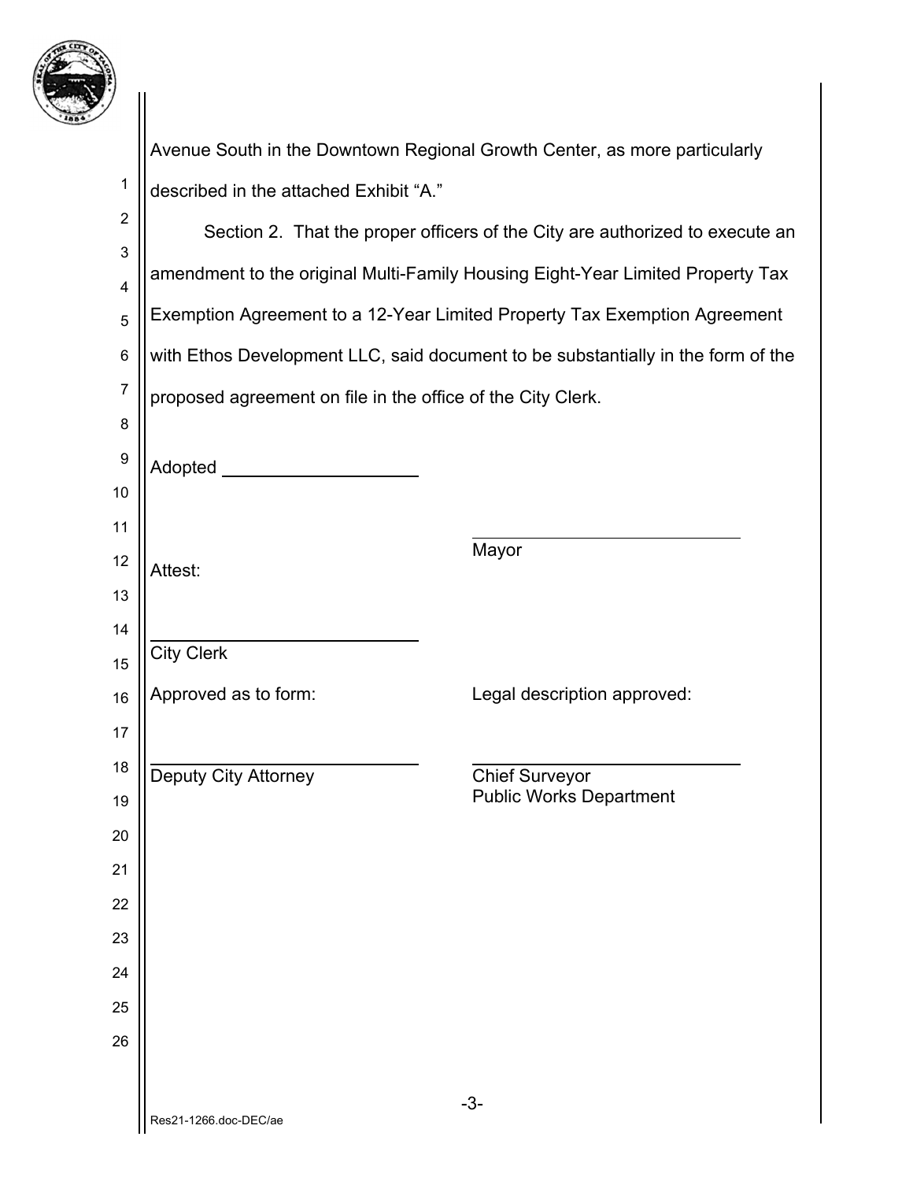Avenue South in the Downtown Regional Growth Center, as more particularly described in the attached Exhibit "A."

Section 2. That the proper officers of the City are authorized to execute an amendment to the original Multi-Family Housing Eight-Year Limited Property Tax Exemption Agreement to a 12-Year Limited Property Tax Exemption Agreement with Ethos Development LLC, said document to be substantially in the form of the proposed agreement on file in the office of the City Clerk.

Adopted ____________________

____________________________
Mayor

Attest:

____________________________
City Clerk

Approved as to form:

____________________________
Deputy City Attorney

Legal description approved:

____________________________
Chief Surveyor
Public Works Department

Res21-1266.doc-DEC/ae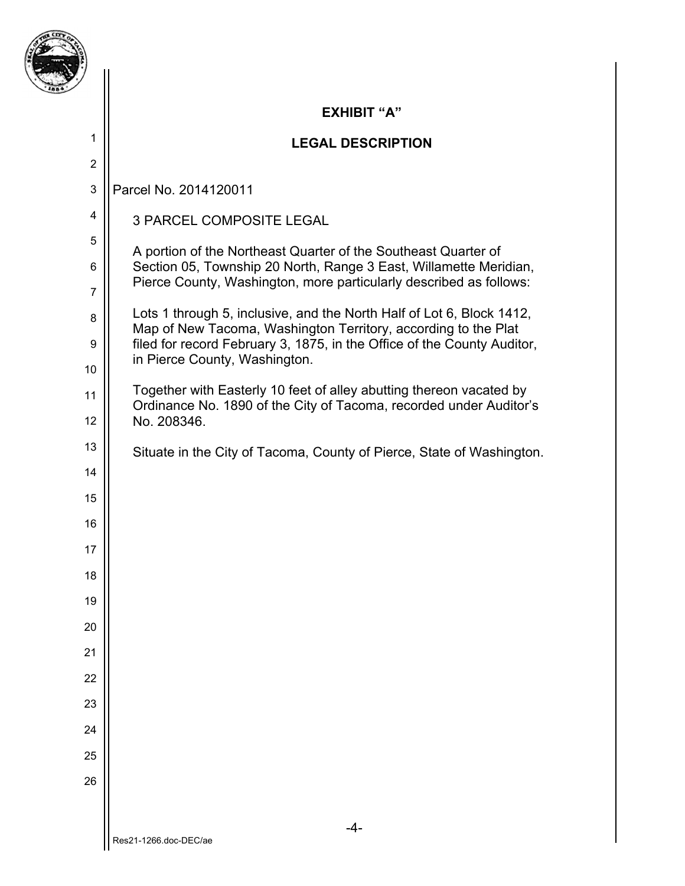## EXHIBIT "A"

## LEGAL DESCRIPTION

Parcel No. 2014120011

3 PARCEL COMPOSITE LEGAL

A portion of the Northeast Quarter of the Southeast Quarter of Section 05, Township 20 North, Range 3 East, Willamette Meridian, Pierce County, Washington, more particularly described as follows:

Lots 1 through 5, inclusive, and the North Half of Lot 6, Block 1412, Map of New Tacoma, Washington Territory, according to the Plat filed for record February 3, 1875, in the Office of the County Auditor, in Pierce County, Washington.

Together with Easterly 10 feet of alley abutting thereon vacated by Ordinance No. 1890 of the City of Tacoma, recorded under Auditor's No. 208346.

Situate in the City of Tacoma, County of Pierce, State of Washington.

Res21-1266.doc-DEC/ae